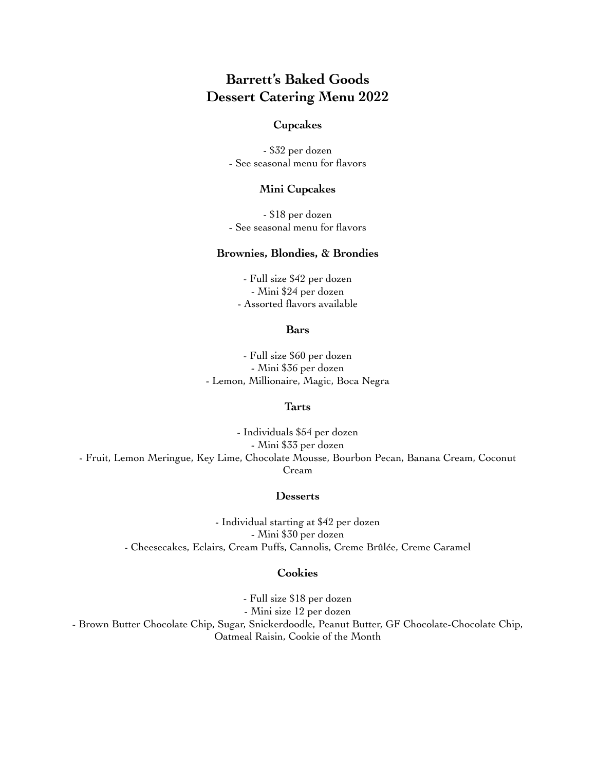# Barrett's Baked Goods
# Dessert Catering Menu 2022

### Cupcakes

- $32 per dozen
- See seasonal menu for flavors

### Mini Cupcakes

- $18 per dozen
- See seasonal menu for flavors

### Brownies, Blondies, & Brondies

- Full size $42 per dozen
- Mini $24 per dozen
- Assorted flavors available

### Bars

- Full size $60 per dozen
- Mini $36 per dozen
- Lemon, Millionaire, Magic, Boca Negra

### Tarts

- Individuals $54 per dozen
- Mini $33 per dozen
- Fruit, Lemon Meringue, Key Lime, Chocolate Mousse, Bourbon Pecan, Banana Cream, Coconut Cream

### Desserts

- Individual starting at $42 per dozen
- Mini $30 per dozen
- Cheesecakes, Eclairs, Cream Puffs, Cannolis, Creme Brûlée, Creme Caramel

### Cookies

- Full size $18 per dozen
- Mini size 12 per dozen
- Brown Butter Chocolate Chip, Sugar, Snickerdoodle, Peanut Butter, GF Chocolate-Chocolate Chip, Oatmeal Raisin, Cookie of the Month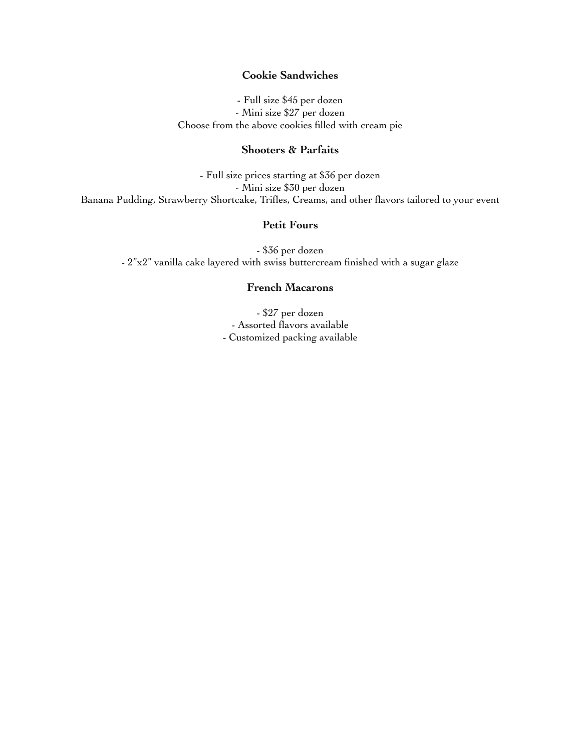### Cookie Sandwiches

- Full size $45 per dozen
- Mini size $27 per dozen

Choose from the above cookies filled with cream pie

### Shooters & Parfaits

- Full size prices starting at $36 per dozen
- Mini size $30 per dozen

Banana Pudding, Strawberry Shortcake, Trifles, Creams, and other flavors tailored to your event

### Petit Fours

- $36 per dozen
- 2"x2" vanilla cake layered with swiss buttercream finished with a sugar glaze

### French Macarons

- $27 per dozen
- Assorted flavors available
- Customized packing available